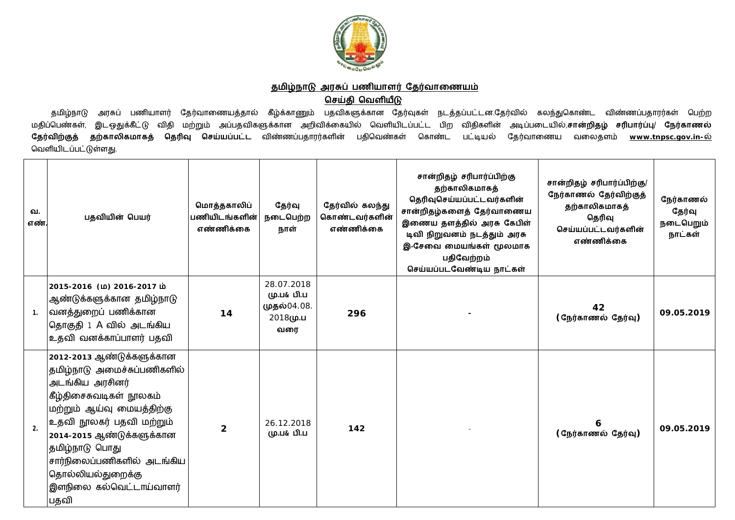## தமிழ்நாடு அரசுப் பணியாளர் தேர்வாணையம்

## செய்தி வெளியீடு

தமிழ்நாடு அரசுப் பணியாளர் தேர்வாணையத்தால் கீழ்க்காணும் பதவிகளுக்கான தேர்வுகள் நடத்தப்பட்டன.தேர்வில் கலந்துகொண்ட விண்ணப்பதாரர்கள் பெற்ற மதிப்பெண்கள், இடஒதுக்கீட்டு விதி மற்றும் அப்பதவிகளுக்கான அறிவிக்கையில் வெளியிடப்பட்ட பிற விதிகளின் அடிப்படையில்,**சான்றிதழ் சரிபார்ப்பு/ நேர்காணல் தேர்விற்குத் தற்காலிகமாகத் தெரிவு செய்யப்பட்ட** விண்ணப்பதாரர்களின் பதிவெண்கள் கொண்ட பட்டியல் தேர்வாணைய வலைதளம் **www.tnpsc.gov.in**-ல் வெளியிடப்பட்டுள்ளது.

| வ. எண். | பதவியின் பெயர் | மொத்தகாலிப் பணியிடங்களின் எண்ணிக்கை | தேர்வு நடைபெற்ற நாள் | தேர்வில் கலந்து கொண்டவர்களின் எண்ணிக்கை | சான்றிதழ் சரிபார்ப்பிற்கு தற்காலிகமாகத் தெரிவுசெய்யப்பட்டவர்களின் சான்றிதழ்களைத் தேர்வாணைய இணைய தளத்தில் அரசு கேபிள் டிவி நிறுவனம் நடத்தும் அரசு இ-சேவை மையங்கள் மூலமாக பதிவேற்றம் செய்யப்படவேண்டிய நாட்கள் | சான்றிதழ் சரிபார்ப்பிற்கு/ நேர்காணல் தேர்விற்குத் தற்காலிகமாகத் தெரிவு செய்யப்பட்டவர்களின் எண்ணிக்கை | நேர்காணல் தேர்வு நடைபெறும் நாட்கள் |
|---|---|---|---|---|---|---|---|
| 1. | **2015-2016 (ம) 2016-2017 ம்** ஆண்டுக்களுக்கான தமிழ்நாடு வனத்துறைப் பணிக்கான தொகுதி 1 A வில் அடங்கிய உதவி வனக்காப்பாளர் பதவி | **14** | 28.07.2018 மு.ப& பி.ப முதல்04.08. 2018மு.ப வரை | **296** | - | **42** (நேர்காணல் தேர்வு) | **09.05.2019** |
| 2. | **2012-2013** ஆண்டுக்களுக்கான தமிழ்நாடு அமைச்சுப்பணிகளில் அடங்கிய அரசினர் கீழ்திசைசுவடிகள் நூலகம் மற்றும் ஆய்வு மையத்திற்கு உதவி நூலகர் பதவி மற்றும் **2014-2015** ஆண்டுக்களுக்கான தமிழ்நாடு பொது சார்நிலைப்பணிகளில் அடங்கிய தொல்லியல்துறைக்கு இளநிலை கல்வெட்டாய்வாளர் பதவி | **2** | 26.12.2018 மு.ப& பி.ப | **142** | - | **6** (நேர்காணல் தேர்வு) | **09.05.2019** |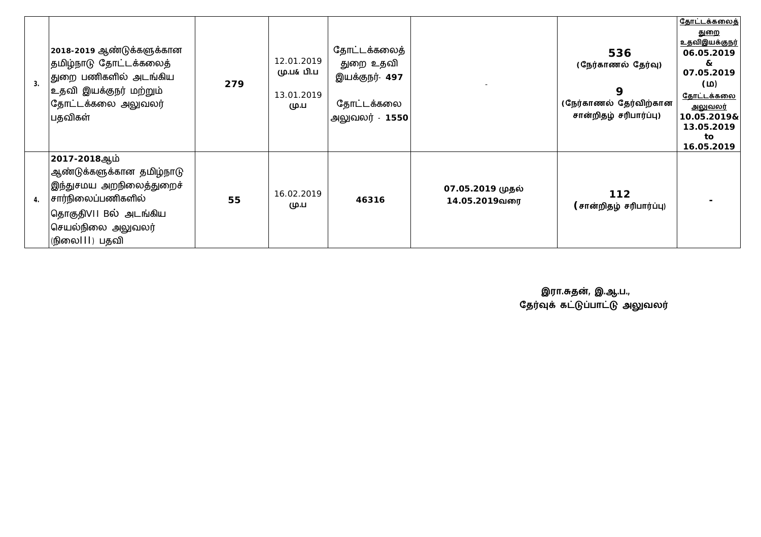| | | | | | | | |
|---|---|---|---|---|---|---|---|
| 3. | **2018-2019** ஆண்டுக்களுக்கான தமிழ்நாடு தோட்டக்கலைத் துறை பணிகளில் அடங்கிய உதவி இயக்குநர் மற்றும் தோட்டக்கலை அலுவலர் பதவிகள் | **279** | 12.01.2019 **மு.ப& பி.ப** 13.01.2019 **மு.ப** | தோட்டக்கலைத் துறை உதவி இயக்குநர்- **497** தோட்டக்கலை அலுவலர் - **1550** | - | **536** **(நேர்காணல் தேர்வு)** **9** **(நேர்காணல் தேர்விற்கான சான்றிதழ் சரிபார்ப்பு)** | **தோட்டக்கலைத் துறை உதவிஇயக்குநர்** **06.05.2019 & 07.05.2019 (ம)** **தோட்டக்கலை அலுவலர்** **10.05.2019& 13.05.2019 to 16.05.2019** |
| 4. | **2017-2018**ஆம் ஆண்டுக்களுக்கான தமிழ்நாடு இந்துசமய அறநிலைத்துறைச் சார்நிலைப்பணிகளில் தொகுதிVII Bல் அடங்கிய செயல்நிலை அலுவலர் (நிலைIII) பதவி | **55** | 16.02.2019 **மு.ப** | **46316** | **07.05.2019** முதல் **14.05.2019**வரை | **112** **(**சான்றிதழ் சரிபார்ப்பு) | **-** |

**இரா.சுதன், இ.ஆ.ப.,**
**தேர்வுக் கட்டுப்பாட்டு அலுவலர்**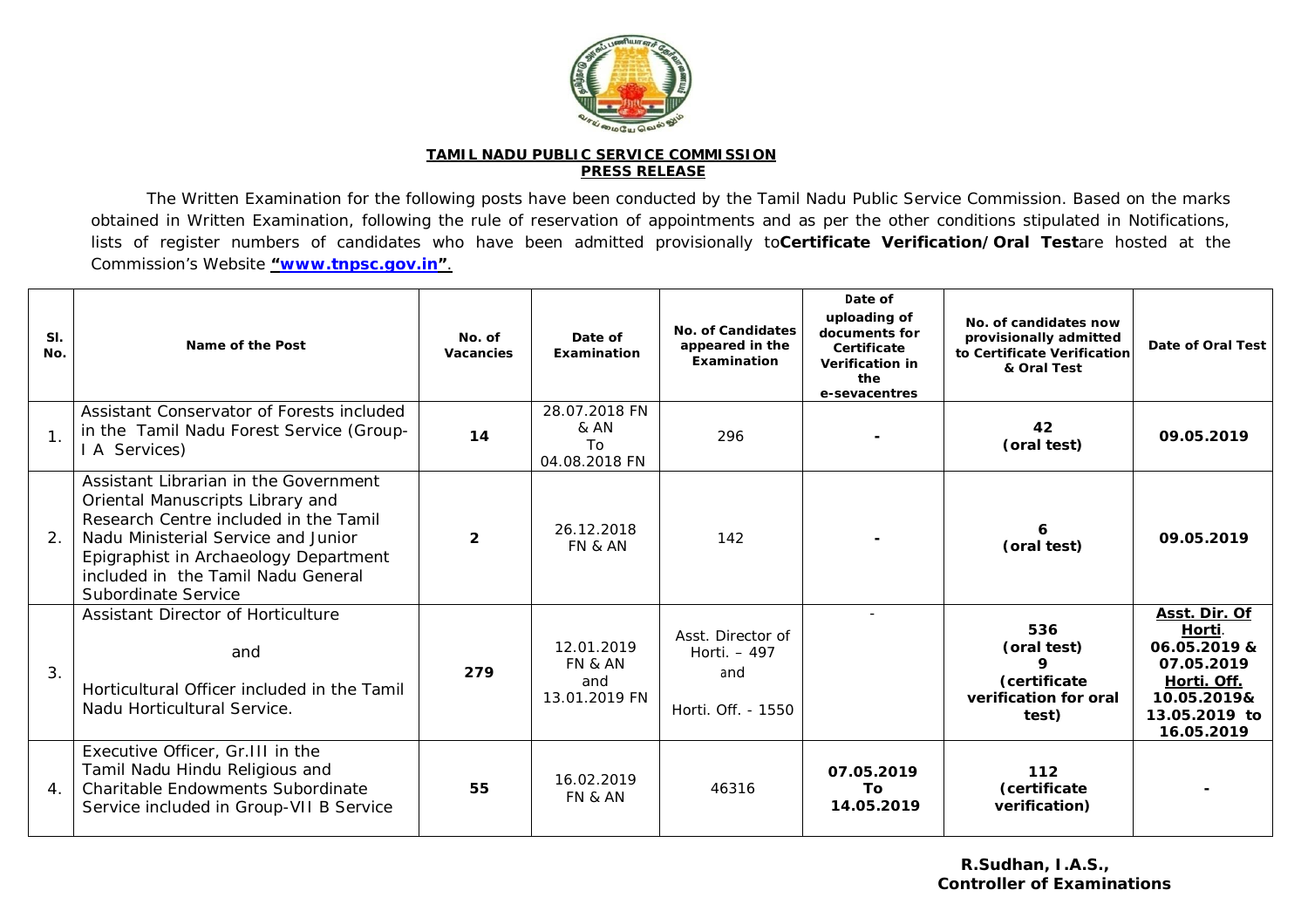**TAMIL NADU PUBLIC SERVICE COMMISSION**
**PRESS RELEASE**

The Written Examination for the following posts have been conducted by the Tamil Nadu Public Service Commission. Based on the marks obtained in Written Examination, following the rule of reservation of appointments and as per the other conditions stipulated in Notifications, lists of register numbers of candidates who have been admitted provisionally to**Certificate Verification/Oral Test**are hosted at the Commission's Website **"www.tnpsc.gov.in"**.

| Sl. No. | Name of the Post | No. of Vacancies | Date of Examination | No. of Candidates appeared in the Examination | Date of uploading of documents for Certificate Verification in the e-sevacentres | No. of candidates now provisionally admitted to Certificate Verification & Oral Test | Date of Oral Test |
|---|---|---|---|---|---|---|---|
| 1. | Assistant Conservator of Forests included in the Tamil Nadu Forest Service (Group-I A Services) | **14** | 28.07.2018 FN & AN To 04.08.2018 FN | 296 | - | **42 (oral test)** | **09.05.2019** |
| 2. | Assistant Librarian in the Government Oriental Manuscripts Library and Research Centre included in the Tamil Nadu Ministerial Service and Junior Epigraphist in Archaeology Department included in the Tamil Nadu General Subordinate Service | **2** | 26.12.2018 FN & AN | 142 | - | **6 (oral test)** | **09.05.2019** |
| 3. | Assistant Director of Horticulture and Horticultural Officer included in the Tamil Nadu Horticultural Service. | **279** | 12.01.2019 FN & AN and 13.01.2019 FN | Asst. Director of Horti. – 497 and Horti. Off. - 1550 | - | **536 (oral test) 9 (certificate verification for oral test)** | **Asst. Dir. Of Horti. 06.05.2019 & 07.05.2019 Horti. Off. 10.05.2019& 13.05.2019 to 16.05.2019** |
| 4. | Executive Officer, Gr.III in the Tamil Nadu Hindu Religious and Charitable Endowments Subordinate Service included in Group-VII B Service | **55** | 16.02.2019 FN & AN | 46316 | **07.05.2019 To 14.05.2019** | **112 (certificate verification)** | - |

**R.Sudhan, I.A.S.,**
**Controller of Examinations**